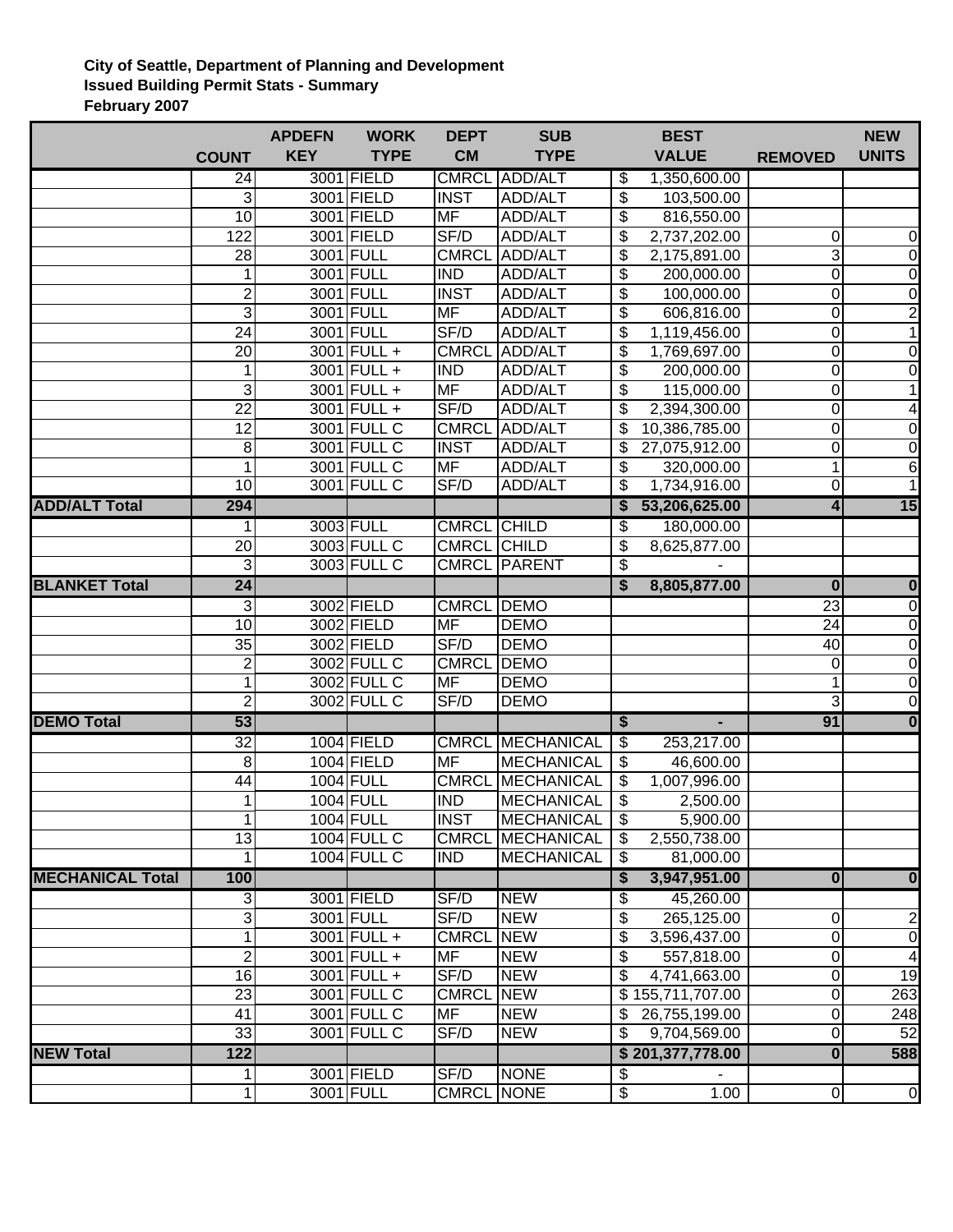**City of Seattle, Department of Planning and Development**
**Issued Building Permit Stats - Summary**
**February 2007**

| | COUNT | APDEFN KEY | WORK TYPE | DEPT CM | SUB TYPE | BEST VALUE | REMOVED | NEW UNITS |
|---|---|---|---|---|---|---|---|---|
| | 24 | 3001 | FIELD | CMRCL | ADD/ALT | $ 1,350,600.00 | | |
| | 3 | 3001 | FIELD | INST | ADD/ALT | $ 103,500.00 | | |
| | 10 | 3001 | FIELD | MF | ADD/ALT | $ 816,550.00 | | |
| | 122 | 3001 | FIELD | SF/D | ADD/ALT | $ 2,737,202.00 | 0 | 0 |
| | 28 | 3001 | FULL | CMRCL | ADD/ALT | $ 2,175,891.00 | 3 | 0 |
| | 1 | 3001 | FULL | IND | ADD/ALT | $ 200,000.00 | 0 | 0 |
| | 2 | 3001 | FULL | INST | ADD/ALT | $ 100,000.00 | 0 | 0 |
| | 3 | 3001 | FULL | MF | ADD/ALT | $ 606,816.00 | 0 | 2 |
| | 24 | 3001 | FULL | SF/D | ADD/ALT | $ 1,119,456.00 | 0 | 1 |
| | 20 | 3001 | FULL + | CMRCL | ADD/ALT | $ 1,769,697.00 | 0 | 0 |
| | 1 | 3001 | FULL + | IND | ADD/ALT | $ 200,000.00 | 0 | 0 |
| | 3 | 3001 | FULL + | MF | ADD/ALT | $ 115,000.00 | 0 | 1 |
| | 22 | 3001 | FULL + | SF/D | ADD/ALT | $ 2,394,300.00 | 0 | 4 |
| | 12 | 3001 | FULL C | CMRCL | ADD/ALT | $ 10,386,785.00 | 0 | 0 |
| | 8 | 3001 | FULL C | INST | ADD/ALT | $ 27,075,912.00 | 0 | 0 |
| | 1 | 3001 | FULL C | MF | ADD/ALT | $ 320,000.00 | 1 | 6 |
| | 10 | 3001 | FULL C | SF/D | ADD/ALT | $ 1,734,916.00 | 0 | 1 |
| **ADD/ALT Total** | **294** | | | | | **$ 53,206,625.00** | **4** | **15** |
| | 1 | 3003 | FULL | CMRCL | CHILD | $ 180,000.00 | | |
| | 20 | 3003 | FULL C | CMRCL | CHILD | $ 8,625,877.00 | | |
| | 3 | 3003 | FULL C | CMRCL | PARENT | $ - | | |
| **BLANKET Total** | **24** | | | | | **$ 8,805,877.00** | **0** | **0** |
| | 3 | 3002 | FIELD | CMRCL | DEMO | | 23 | 0 |
| | 10 | 3002 | FIELD | MF | DEMO | | 24 | 0 |
| | 35 | 3002 | FIELD | SF/D | DEMO | | 40 | 0 |
| | 2 | 3002 | FULL C | CMRCL | DEMO | | 0 | 0 |
| | 1 | 3002 | FULL C | MF | DEMO | | 1 | 0 |
| | 2 | 3002 | FULL C | SF/D | DEMO | | 3 | 0 |
| **DEMO Total** | **53** | | | | | **$ -** | **91** | **0** |
| | 32 | 1004 | FIELD | CMRCL | MECHANICAL | $ 253,217.00 | | |
| | 8 | 1004 | FIELD | MF | MECHANICAL | $ 46,600.00 | | |
| | 44 | 1004 | FULL | CMRCL | MECHANICAL | $ 1,007,996.00 | | |
| | 1 | 1004 | FULL | IND | MECHANICAL | $ 2,500.00 | | |
| | 1 | 1004 | FULL | INST | MECHANICAL | $ 5,900.00 | | |
| | 13 | 1004 | FULL C | CMRCL | MECHANICAL | $ 2,550,738.00 | | |
| | 1 | 1004 | FULL C | IND | MECHANICAL | $ 81,000.00 | | |
| **MECHANICAL Total** | **100** | | | | | **$ 3,947,951.00** | **0** | **0** |
| | 3 | 3001 | FIELD | SF/D | NEW | $ 45,260.00 | | |
| | 3 | 3001 | FULL | SF/D | NEW | $ 265,125.00 | 0 | 2 |
| | 1 | 3001 | FULL + | CMRCL | NEW | $ 3,596,437.00 | 0 | 0 |
| | 2 | 3001 | FULL + | MF | NEW | $ 557,818.00 | 0 | 4 |
| | 16 | 3001 | FULL + | SF/D | NEW | $ 4,741,663.00 | 0 | 19 |
| | 23 | 3001 | FULL C | CMRCL | NEW | $ 155,711,707.00 | 0 | 263 |
| | 41 | 3001 | FULL C | MF | NEW | $ 26,755,199.00 | 0 | 248 |
| | 33 | 3001 | FULL C | SF/D | NEW | $ 9,704,569.00 | 0 | 52 |
| **NEW Total** | **122** | | | | | **$ 201,377,778.00** | **0** | **588** |
| | 1 | 3001 | FIELD | SF/D | NONE | $ - | | |
| | 1 | 3001 | FULL | CMRCL | NONE | $ 1.00 | 0 | 0 |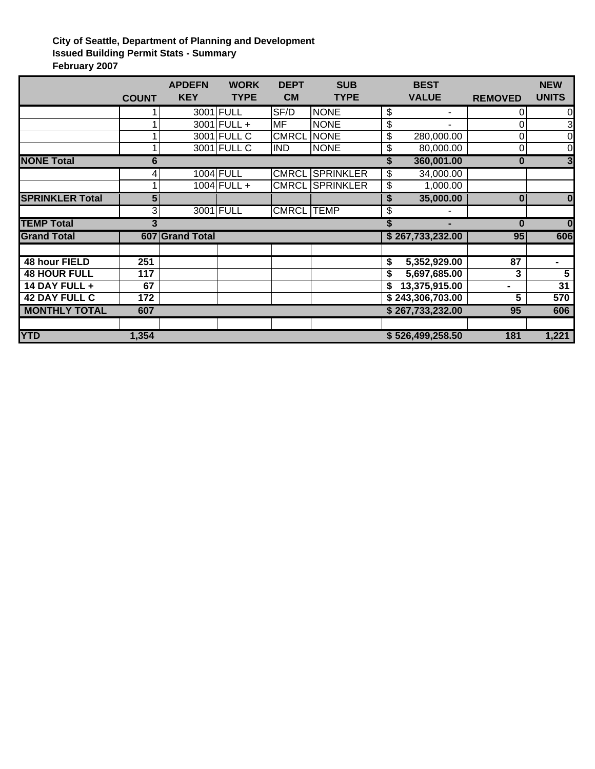**City of Seattle, Department of Planning and Development**
**Issued Building Permit Stats - Summary**
**February 2007**

| | COUNT | APDEFN KEY | WORK TYPE | DEPT CM | SUB TYPE | BEST VALUE | REMOVED | NEW UNITS |
|---|---|---|---|---|---|---|---|---|
| | 1 | 3001 | FULL | SF/D | NONE | $ - | 0 | 0 |
| | 1 | 3001 | FULL + | MF | NONE | $ - | 0 | 3 |
| | 1 | 3001 | FULL C | CMRCL | NONE | $ 280,000.00 | 0 | 0 |
| | 1 | 3001 | FULL C | IND | NONE | $ 80,000.00 | 0 | 0 |
| **NONE Total** | **6** | | | | | **$ 360,001.00** | **0** | **3** |
| | 4 | 1004 | FULL | CMRCL | SPRINKLER | $ 34,000.00 | | |
| | 1 | 1004 | FULL + | CMRCL | SPRINKLER | $ 1,000.00 | | |
| **SPRINKLER Total** | **5** | | | | | **$ 35,000.00** | **0** | **0** |
| | 3 | 3001 | FULL | CMRCL | TEMP | $ - | | |
| **TEMP Total** | **3** | | | | | **$ -** | **0** | **0** |
| **Grand Total** | **607** | **Grand Total** | | | | **$ 267,733,232.00** | **95** | **606** |
| | | | | | | | | |
| **48 hour FIELD** | **251** | | | | | **$ 5,352,929.00** | **87** | **-** |
| **48 HOUR FULL** | **117** | | | | | **$ 5,697,685.00** | **3** | **5** |
| **14 DAY FULL +** | **67** | | | | | **$ 13,375,915.00** | **-** | **31** |
| **42 DAY FULL C** | **172** | | | | | **$ 243,306,703.00** | **5** | **570** |
| **MONTHLY TOTAL** | **607** | | | | | **$ 267,733,232.00** | **95** | **606** |
| | | | | | | | | |
| **YTD** | **1,354** | | | | | **$ 526,499,258.50** | **181** | **1,221** |